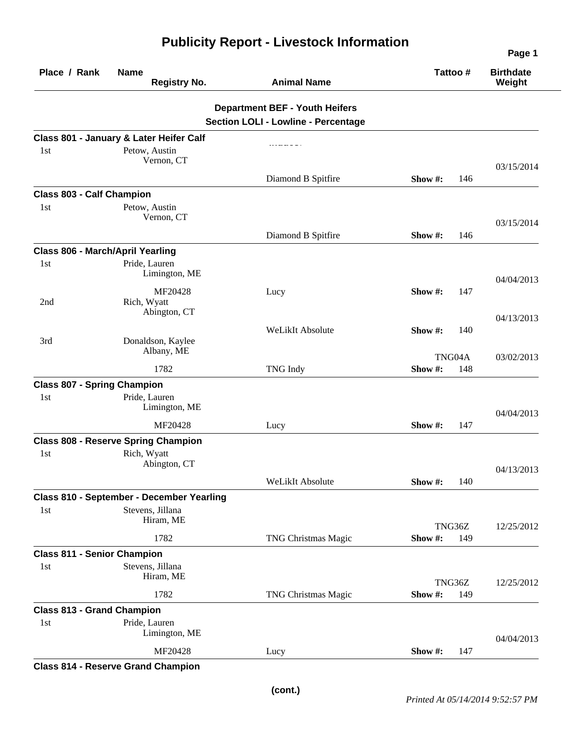# Publicity Report - Livestock Information

| Place / Rank | Name / Registry No. | Animal Name | Tattoo # | Birthdate / Weight |
|---|---|---|---|---|

## Department BEF - Youth Heifers

## Section LOLI - Lowline - Percentage

### Class 801 - January & Later Heifer Calf

| Place / Rank | Name / Registry No. | Animal Name | Tattoo # | Birthdate / Weight |
|---|---|---|---|---|
| 1st | Petow, Austin<br>Vernon, CT | Diamond B Spitfire | Show #: 146 | 03/15/2014 |

### Class 803 - Calf Champion

| Place / Rank | Name / Registry No. | Animal Name | Tattoo # | Birthdate / Weight |
|---|---|---|---|---|
| 1st | Petow, Austin<br>Vernon, CT | Diamond B Spitfire | Show #: 146 | 03/15/2014 |

### Class 806 - March/April Yearling

| Place / Rank | Name / Registry No. | Animal Name | Tattoo # | Birthdate / Weight |
|---|---|---|---|---|
| 1st | Pride, Lauren<br>Limington, ME<br>MF20428 | Lucy | Show #: 147 | 04/04/2013 |
| 2nd | Rich, Wyatt<br>Abington, CT | WeLikIt Absolute | Show #: 140 | 04/13/2013 |
| 3rd | Donaldson, Kaylee<br>Albany, ME<br>1782 | TNG Indy | TNG04A<br>Show #: 148 | 03/02/2013 |

### Class 807 - Spring Champion

| Place / Rank | Name / Registry No. | Animal Name | Tattoo # | Birthdate / Weight |
|---|---|---|---|---|
| 1st | Pride, Lauren<br>Limington, ME<br>MF20428 | Lucy | Show #: 147 | 04/04/2013 |

### Class 808 - Reserve Spring Champion

| Place / Rank | Name / Registry No. | Animal Name | Tattoo # | Birthdate / Weight |
|---|---|---|---|---|
| 1st | Rich, Wyatt<br>Abington, CT | WeLikIt Absolute | Show #: 140 | 04/13/2013 |

### Class 810 - September - December Yearling

| Place / Rank | Name / Registry No. | Animal Name | Tattoo # | Birthdate / Weight |
|---|---|---|---|---|
| 1st | Stevens, Jillana<br>Hiram, ME<br>1782 | TNG Christmas Magic | TNG36Z<br>Show #: 149 | 12/25/2012 |

### Class 811 - Senior Champion

| Place / Rank | Name / Registry No. | Animal Name | Tattoo # | Birthdate / Weight |
|---|---|---|---|---|
| 1st | Stevens, Jillana<br>Hiram, ME<br>1782 | TNG Christmas Magic | TNG36Z<br>Show #: 149 | 12/25/2012 |

### Class 813 - Grand Champion

| Place / Rank | Name / Registry No. | Animal Name | Tattoo # | Birthdate / Weight |
|---|---|---|---|---|
| 1st | Pride, Lauren<br>Limington, ME<br>MF20428 | Lucy | Show #: 147 | 04/04/2013 |

### Class 814 - Reserve Grand Champion

**(cont.)**

*Printed At 05/14/2014 9:52:57 PM*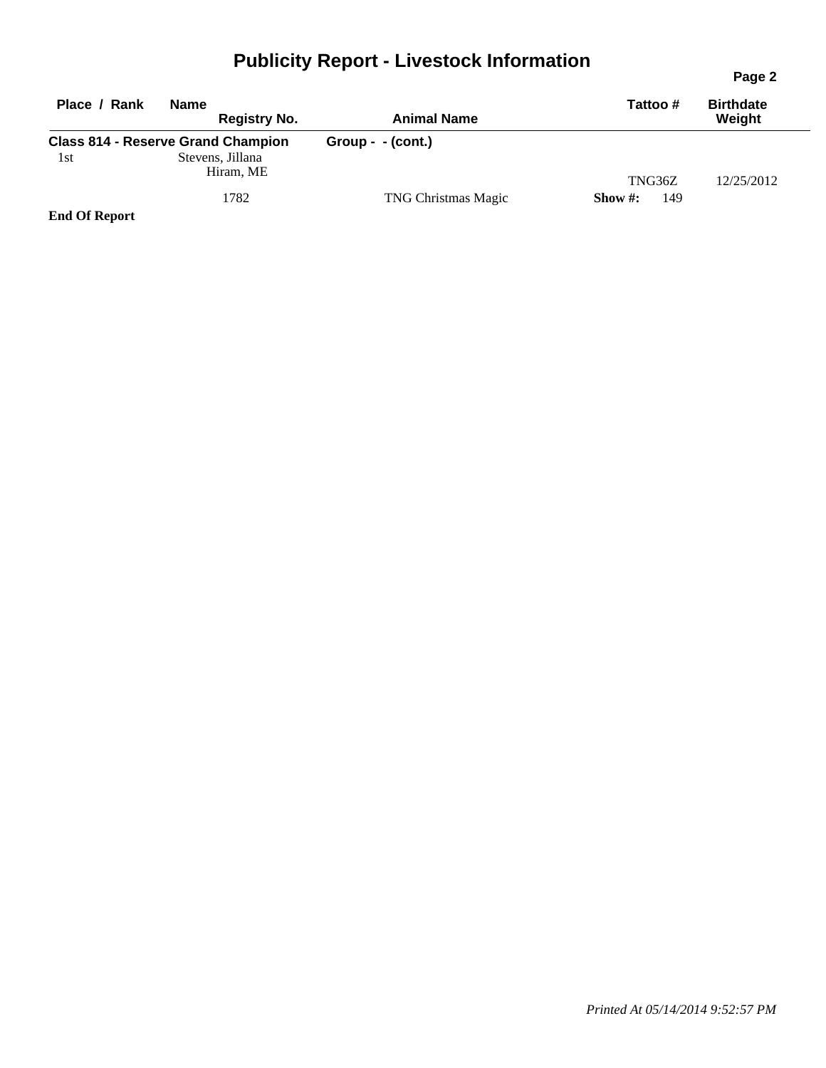# Publicity Report - Livestock Information

| Place / Rank | Name / Registry No. | Animal Name | Tattoo # | Birthdate / Weight |
|---|---|---|---|---|
| **Class 814 - Reserve Grand Champion** | | **Group - - (cont.)** | | |
| 1st | Stevens, Jillana<br>Hiram, ME | | TNG36Z | 12/25/2012 |
| | 1782 | TNG Christmas Magic | **Show #:** 149 | |

**End Of Report**

*Printed At 05/14/2014 9:52:57 PM*